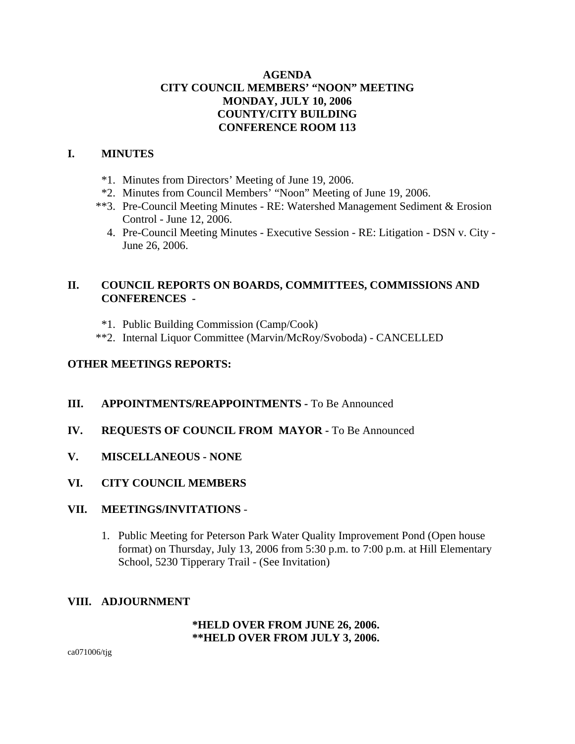# AGENDA
## CITY COUNCIL MEMBERS' "NOON" MEETING
## MONDAY, JULY 10, 2006
## COUNTY/CITY BUILDING
## CONFERENCE ROOM 113

## I. MINUTES

- *1. Minutes from Directors' Meeting of June 19, 2006.
- *2. Minutes from Council Members' "Noon" Meeting of June 19, 2006.
- **3. Pre-Council Meeting Minutes - RE: Watershed Management Sediment & Erosion Control - June 12, 2006.
- 4. Pre-Council Meeting Minutes - Executive Session - RE: Litigation - DSN v. City - June 26, 2006.

## II. COUNCIL REPORTS ON BOARDS, COMMITTEES, COMMISSIONS AND CONFERENCES -

- *1. Public Building Commission (Camp/Cook)
- **2. Internal Liquor Committee (Marvin/McRoy/Svoboda) - CANCELLED

## OTHER MEETINGS REPORTS:

## III. APPOINTMENTS/REAPPOINTMENTS - To Be Announced

## IV. REQUESTS OF COUNCIL FROM MAYOR - To Be Announced

## V. MISCELLANEOUS - NONE

## VI. CITY COUNCIL MEMBERS

## VII. MEETINGS/INVITATIONS -

1. Public Meeting for Peterson Park Water Quality Improvement Pond (Open house format) on Thursday, July 13, 2006 from 5:30 p.m. to 7:00 p.m. at Hill Elementary School, 5230 Tipperary Trail - (See Invitation)

## VIII. ADJOURNMENT

**\*HELD OVER FROM JUNE 26, 2006.**
**\*\*HELD OVER FROM JULY 3, 2006.**

ca071006/tjg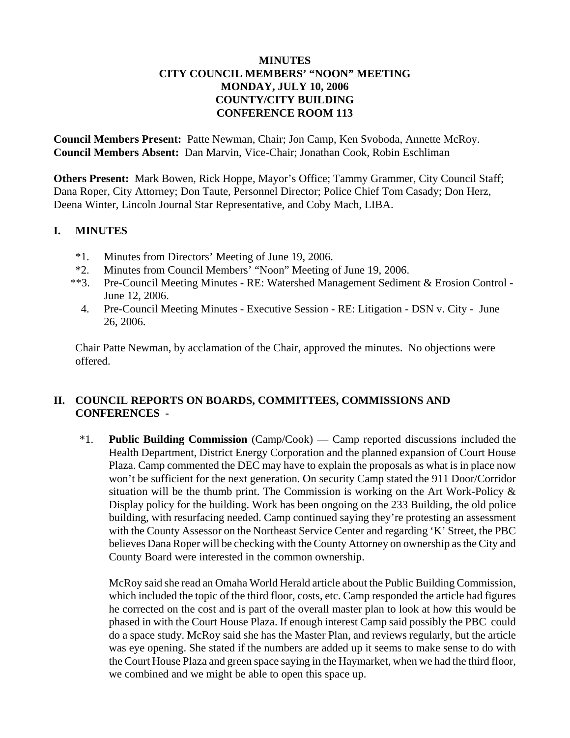**MINUTES**
**CITY COUNCIL MEMBERS' "NOON" MEETING**
**MONDAY, JULY 10, 2006**
**COUNTY/CITY BUILDING**
**CONFERENCE ROOM 113**

**Council Members Present:** Patte Newman, Chair; Jon Camp, Ken Svoboda, Annette McRoy.
**Council Members Absent:** Dan Marvin, Vice-Chair; Jonathan Cook, Robin Eschliman

**Others Present:** Mark Bowen, Rick Hoppe, Mayor's Office; Tammy Grammer, City Council Staff; Dana Roper, City Attorney; Don Taute, Personnel Director; Police Chief Tom Casady; Don Herz, Deena Winter, Lincoln Journal Star Representative, and Coby Mach, LIBA.

## I. MINUTES

- *1. Minutes from Directors' Meeting of June 19, 2006.
- *2. Minutes from Council Members' "Noon" Meeting of June 19, 2006.
- **3. Pre-Council Meeting Minutes - RE: Watershed Management Sediment & Erosion Control - June 12, 2006.
- 4. Pre-Council Meeting Minutes - Executive Session - RE: Litigation - DSN v. City - June 26, 2006.

Chair Patte Newman, by acclamation of the Chair, approved the minutes. No objections were offered.

## II. COUNCIL REPORTS ON BOARDS, COMMITTEES, COMMISSIONS AND CONFERENCES -

*1. **Public Building Commission** (Camp/Cook) — Camp reported discussions included the Health Department, District Energy Corporation and the planned expansion of Court House Plaza. Camp commented the DEC may have to explain the proposals as what is in place now won't be sufficient for the next generation. On security Camp stated the 911 Door/Corridor situation will be the thumb print. The Commission is working on the Art Work-Policy & Display policy for the building. Work has been ongoing on the 233 Building, the old police building, with resurfacing needed. Camp continued saying they're protesting an assessment with the County Assessor on the Northeast Service Center and regarding 'K' Street, the PBC believes Dana Roper will be checking with the County Attorney on ownership as the City and County Board were interested in the common ownership.

McRoy said she read an Omaha World Herald article about the Public Building Commission, which included the topic of the third floor, costs, etc. Camp responded the article had figures he corrected on the cost and is part of the overall master plan to look at how this would be phased in with the Court House Plaza. If enough interest Camp said possibly the PBC could do a space study. McRoy said she has the Master Plan, and reviews regularly, but the article was eye opening. She stated if the numbers are added up it seems to make sense to do with the Court House Plaza and green space saying in the Haymarket, when we had the third floor, we combined and we might be able to open this space up.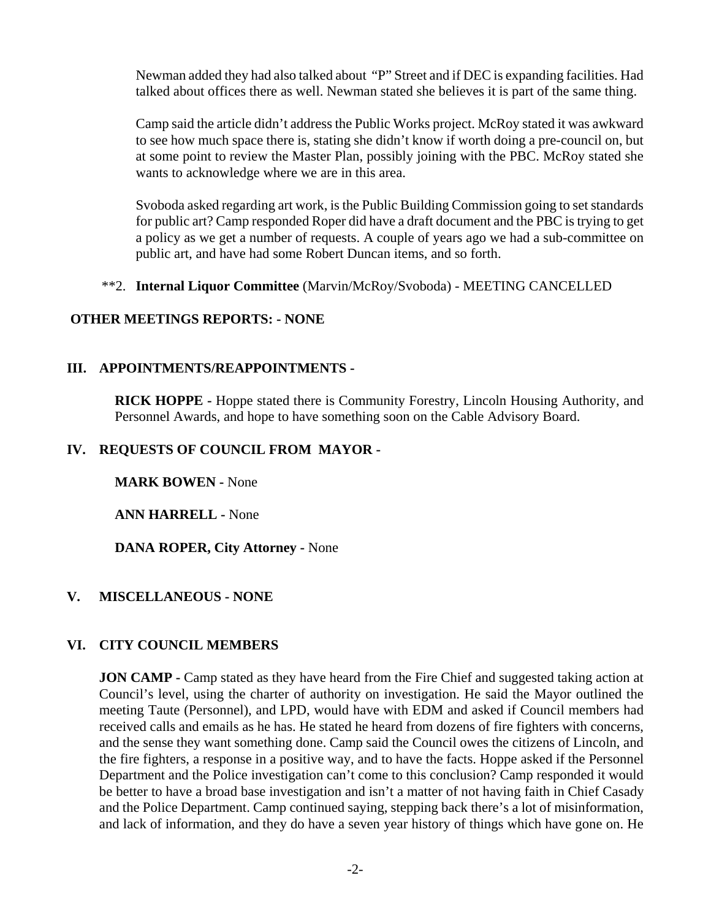Newman added they had also talked about "P" Street and if DEC is expanding facilities. Had talked about offices there as well. Newman stated she believes it is part of the same thing.

Camp said the article didn't address the Public Works project. McRoy stated it was awkward to see how much space there is, stating she didn't know if worth doing a pre-council on, but at some point to review the Master Plan, possibly joining with the PBC. McRoy stated she wants to acknowledge where we are in this area.

Svoboda asked regarding art work, is the Public Building Commission going to set standards for public art? Camp responded Roper did have a draft document and the PBC is trying to get a policy as we get a number of requests. A couple of years ago we had a sub-committee on public art, and have had some Robert Duncan items, and so forth.

**2. **Internal Liquor Committee** (Marvin/McRoy/Svoboda) - MEETING CANCELLED

**OTHER MEETINGS REPORTS: - NONE**

## III. APPOINTMENTS/REAPPOINTMENTS -

**RICK HOPPE -** Hoppe stated there is Community Forestry, Lincoln Housing Authority, and Personnel Awards, and hope to have something soon on the Cable Advisory Board.

## IV. REQUESTS OF COUNCIL FROM MAYOR -

**MARK BOWEN -** None

**ANN HARRELL -** None

**DANA ROPER, City Attorney -** None

## V. MISCELLANEOUS - NONE

## VI. CITY COUNCIL MEMBERS

**JON CAMP -** Camp stated as they have heard from the Fire Chief and suggested taking action at Council's level, using the charter of authority on investigation. He said the Mayor outlined the meeting Taute (Personnel), and LPD, would have with EDM and asked if Council members had received calls and emails as he has. He stated he heard from dozens of fire fighters with concerns, and the sense they want something done. Camp said the Council owes the citizens of Lincoln, and the fire fighters, a response in a positive way, and to have the facts. Hoppe asked if the Personnel Department and the Police investigation can't come to this conclusion? Camp responded it would be better to have a broad base investigation and isn't a matter of not having faith in Chief Casady and the Police Department. Camp continued saying, stepping back there's a lot of misinformation, and lack of information, and they do have a seven year history of things which have gone on. He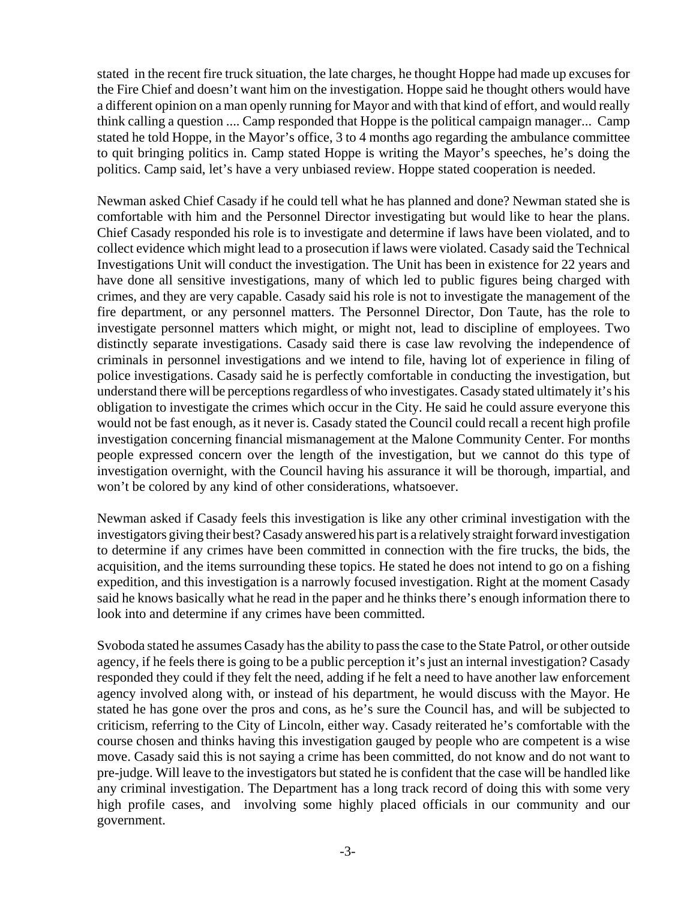stated in the recent fire truck situation, the late charges, he thought Hoppe had made up excuses for the Fire Chief and doesn't want him on the investigation. Hoppe said he thought others would have a different opinion on a man openly running for Mayor and with that kind of effort, and would really think calling a question .... Camp responded that Hoppe is the political campaign manager... Camp stated he told Hoppe, in the Mayor's office, 3 to 4 months ago regarding the ambulance committee to quit bringing politics in. Camp stated Hoppe is writing the Mayor's speeches, he's doing the politics. Camp said, let's have a very unbiased review. Hoppe stated cooperation is needed.

Newman asked Chief Casady if he could tell what he has planned and done? Newman stated she is comfortable with him and the Personnel Director investigating but would like to hear the plans. Chief Casady responded his role is to investigate and determine if laws have been violated, and to collect evidence which might lead to a prosecution if laws were violated. Casady said the Technical Investigations Unit will conduct the investigation. The Unit has been in existence for 22 years and have done all sensitive investigations, many of which led to public figures being charged with crimes, and they are very capable. Casady said his role is not to investigate the management of the fire department, or any personnel matters. The Personnel Director, Don Taute, has the role to investigate personnel matters which might, or might not, lead to discipline of employees. Two distinctly separate investigations. Casady said there is case law revolving the independence of criminals in personnel investigations and we intend to file, having lot of experience in filing of police investigations. Casady said he is perfectly comfortable in conducting the investigation, but understand there will be perceptions regardless of who investigates. Casady stated ultimately it's his obligation to investigate the crimes which occur in the City. He said he could assure everyone this would not be fast enough, as it never is. Casady stated the Council could recall a recent high profile investigation concerning financial mismanagement at the Malone Community Center. For months people expressed concern over the length of the investigation, but we cannot do this type of investigation overnight, with the Council having his assurance it will be thorough, impartial, and won't be colored by any kind of other considerations, whatsoever.

Newman asked if Casady feels this investigation is like any other criminal investigation with the investigators giving their best? Casady answered his part is a relatively straight forward investigation to determine if any crimes have been committed in connection with the fire trucks, the bids, the acquisition, and the items surrounding these topics. He stated he does not intend to go on a fishing expedition, and this investigation is a narrowly focused investigation. Right at the moment Casady said he knows basically what he read in the paper and he thinks there's enough information there to look into and determine if any crimes have been committed.

Svoboda stated he assumes Casady has the ability to pass the case to the State Patrol, or other outside agency, if he feels there is going to be a public perception it's just an internal investigation? Casady responded they could if they felt the need, adding if he felt a need to have another law enforcement agency involved along with, or instead of his department, he would discuss with the Mayor. He stated he has gone over the pros and cons, as he's sure the Council has, and will be subjected to criticism, referring to the City of Lincoln, either way. Casady reiterated he's comfortable with the course chosen and thinks having this investigation gauged by people who are competent is a wise move. Casady said this is not saying a crime has been committed, do not know and do not want to pre-judge. Will leave to the investigators but stated he is confident that the case will be handled like any criminal investigation. The Department has a long track record of doing this with some very high profile cases, and involving some highly placed officials in our community and our government.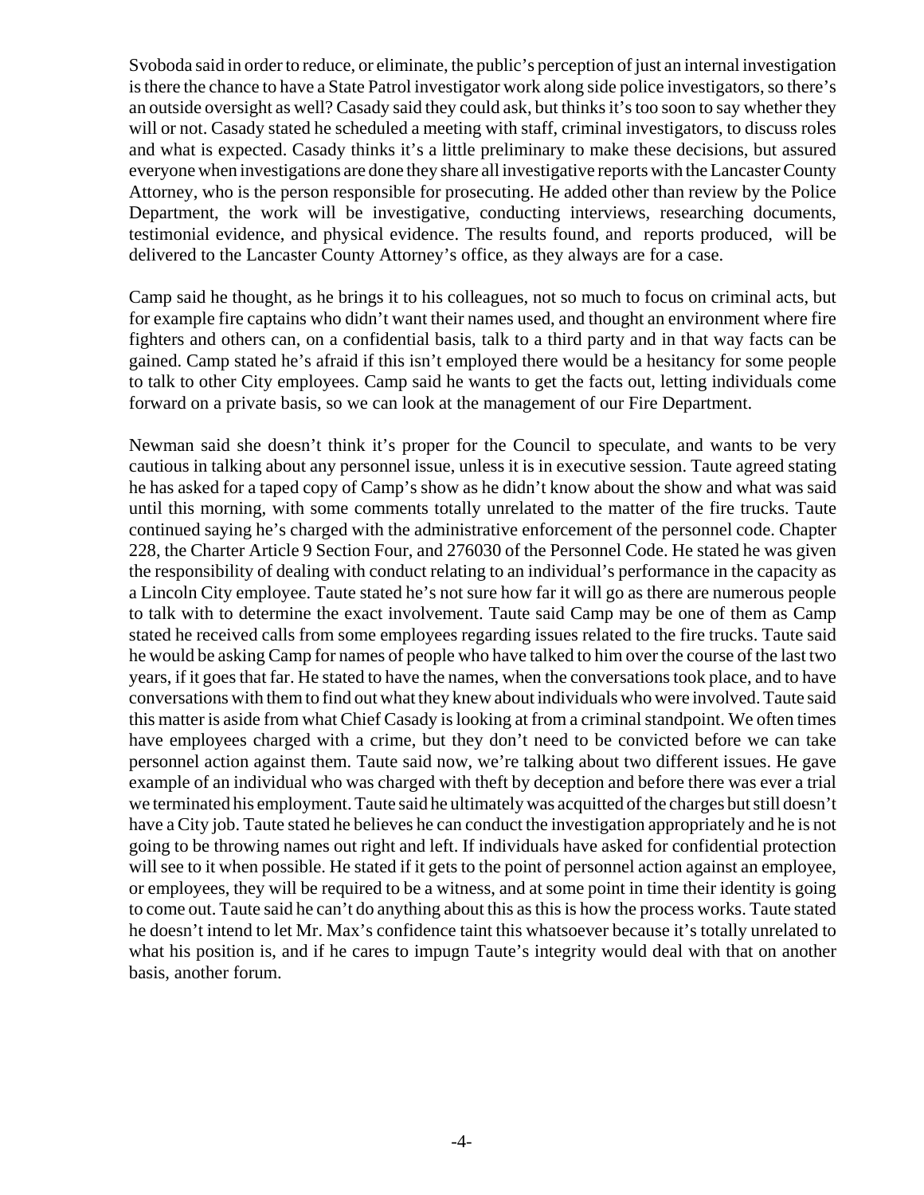Svoboda said in order to reduce, or eliminate, the public's perception of just an internal investigation is there the chance to have a State Patrol investigator work along side police investigators, so there's an outside oversight as well? Casady said they could ask, but thinks it's too soon to say whether they will or not. Casady stated he scheduled a meeting with staff, criminal investigators, to discuss roles and what is expected. Casady thinks it's a little preliminary to make these decisions, but assured everyone when investigations are done they share all investigative reports with the Lancaster County Attorney, who is the person responsible for prosecuting. He added other than review by the Police Department, the work will be investigative, conducting interviews, researching documents, testimonial evidence, and physical evidence. The results found, and reports produced, will be delivered to the Lancaster County Attorney's office, as they always are for a case.

Camp said he thought, as he brings it to his colleagues, not so much to focus on criminal acts, but for example fire captains who didn't want their names used, and thought an environment where fire fighters and others can, on a confidential basis, talk to a third party and in that way facts can be gained. Camp stated he's afraid if this isn't employed there would be a hesitancy for some people to talk to other City employees. Camp said he wants to get the facts out, letting individuals come forward on a private basis, so we can look at the management of our Fire Department.

Newman said she doesn't think it's proper for the Council to speculate, and wants to be very cautious in talking about any personnel issue, unless it is in executive session. Taute agreed stating he has asked for a taped copy of Camp's show as he didn't know about the show and what was said until this morning, with some comments totally unrelated to the matter of the fire trucks. Taute continued saying he's charged with the administrative enforcement of the personnel code. Chapter 228, the Charter Article 9 Section Four, and 276030 of the Personnel Code. He stated he was given the responsibility of dealing with conduct relating to an individual's performance in the capacity as a Lincoln City employee. Taute stated he's not sure how far it will go as there are numerous people to talk with to determine the exact involvement. Taute said Camp may be one of them as Camp stated he received calls from some employees regarding issues related to the fire trucks. Taute said he would be asking Camp for names of people who have talked to him over the course of the last two years, if it goes that far. He stated to have the names, when the conversations took place, and to have conversations with them to find out what they knew about individuals who were involved. Taute said this matter is aside from what Chief Casady is looking at from a criminal standpoint. We often times have employees charged with a crime, but they don't need to be convicted before we can take personnel action against them. Taute said now, we're talking about two different issues. He gave example of an individual who was charged with theft by deception and before there was ever a trial we terminated his employment. Taute said he ultimately was acquitted of the charges but still doesn't have a City job. Taute stated he believes he can conduct the investigation appropriately and he is not going to be throwing names out right and left. If individuals have asked for confidential protection will see to it when possible. He stated if it gets to the point of personnel action against an employee, or employees, they will be required to be a witness, and at some point in time their identity is going to come out. Taute said he can't do anything about this as this is how the process works. Taute stated he doesn't intend to let Mr. Max's confidence taint this whatsoever because it's totally unrelated to what his position is, and if he cares to impugn Taute's integrity would deal with that on another basis, another forum.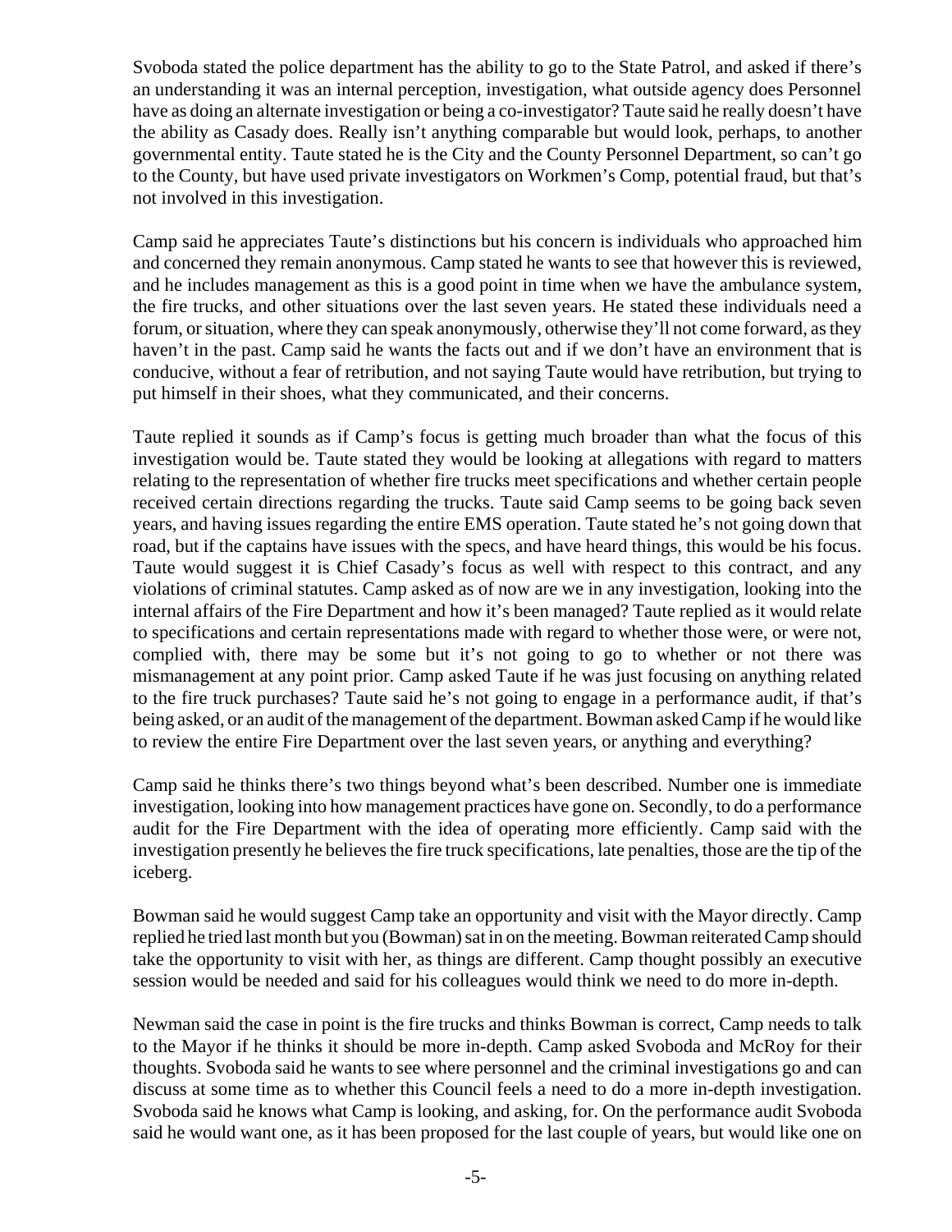Svoboda stated the police department has the ability to go to the State Patrol, and asked if there's an understanding it was an internal perception, investigation, what outside agency does Personnel have as doing an alternate investigation or being a co-investigator? Taute said he really doesn't have the ability as Casady does. Really isn't anything comparable but would look, perhaps, to another governmental entity. Taute stated he is the City and the County Personnel Department, so can't go to the County, but have used private investigators on Workmen's Comp, potential fraud, but that's not involved in this investigation.

Camp said he appreciates Taute's distinctions but his concern is individuals who approached him and concerned they remain anonymous. Camp stated he wants to see that however this is reviewed, and he includes management as this is a good point in time when we have the ambulance system, the fire trucks, and other situations over the last seven years. He stated these individuals need a forum, or situation, where they can speak anonymously, otherwise they'll not come forward, as they haven't in the past. Camp said he wants the facts out and if we don't have an environment that is conducive, without a fear of retribution, and not saying Taute would have retribution, but trying to put himself in their shoes, what they communicated, and their concerns.

Taute replied it sounds as if Camp's focus is getting much broader than what the focus of this investigation would be. Taute stated they would be looking at allegations with regard to matters relating to the representation of whether fire trucks meet specifications and whether certain people received certain directions regarding the trucks. Taute said Camp seems to be going back seven years, and having issues regarding the entire EMS operation. Taute stated he's not going down that road, but if the captains have issues with the specs, and have heard things, this would be his focus. Taute would suggest it is Chief Casady's focus as well with respect to this contract, and any violations of criminal statutes. Camp asked as of now are we in any investigation, looking into the internal affairs of the Fire Department and how it's been managed? Taute replied as it would relate to specifications and certain representations made with regard to whether those were, or were not, complied with, there may be some but it's not going to go to whether or not there was mismanagement at any point prior. Camp asked Taute if he was just focusing on anything related to the fire truck purchases? Taute said he's not going to engage in a performance audit, if that's being asked, or an audit of the management of the department. Bowman asked Camp if he would like to review the entire Fire Department over the last seven years, or anything and everything?

Camp said he thinks there's two things beyond what's been described. Number one is immediate investigation, looking into how management practices have gone on. Secondly, to do a performance audit for the Fire Department with the idea of operating more efficiently. Camp said with the investigation presently he believes the fire truck specifications, late penalties, those are the tip of the iceberg.

Bowman said he would suggest Camp take an opportunity and visit with the Mayor directly. Camp replied he tried last month but you (Bowman) sat in on the meeting. Bowman reiterated Camp should take the opportunity to visit with her, as things are different. Camp thought possibly an executive session would be needed and said for his colleagues would think we need to do more in-depth.

Newman said the case in point is the fire trucks and thinks Bowman is correct, Camp needs to talk to the Mayor if he thinks it should be more in-depth. Camp asked Svoboda and McRoy for their thoughts. Svoboda said he wants to see where personnel and the criminal investigations go and can discuss at some time as to whether this Council feels a need to do a more in-depth investigation. Svoboda said he knows what Camp is looking, and asking, for. On the performance audit Svoboda said he would want one, as it has been proposed for the last couple of years, but would like one on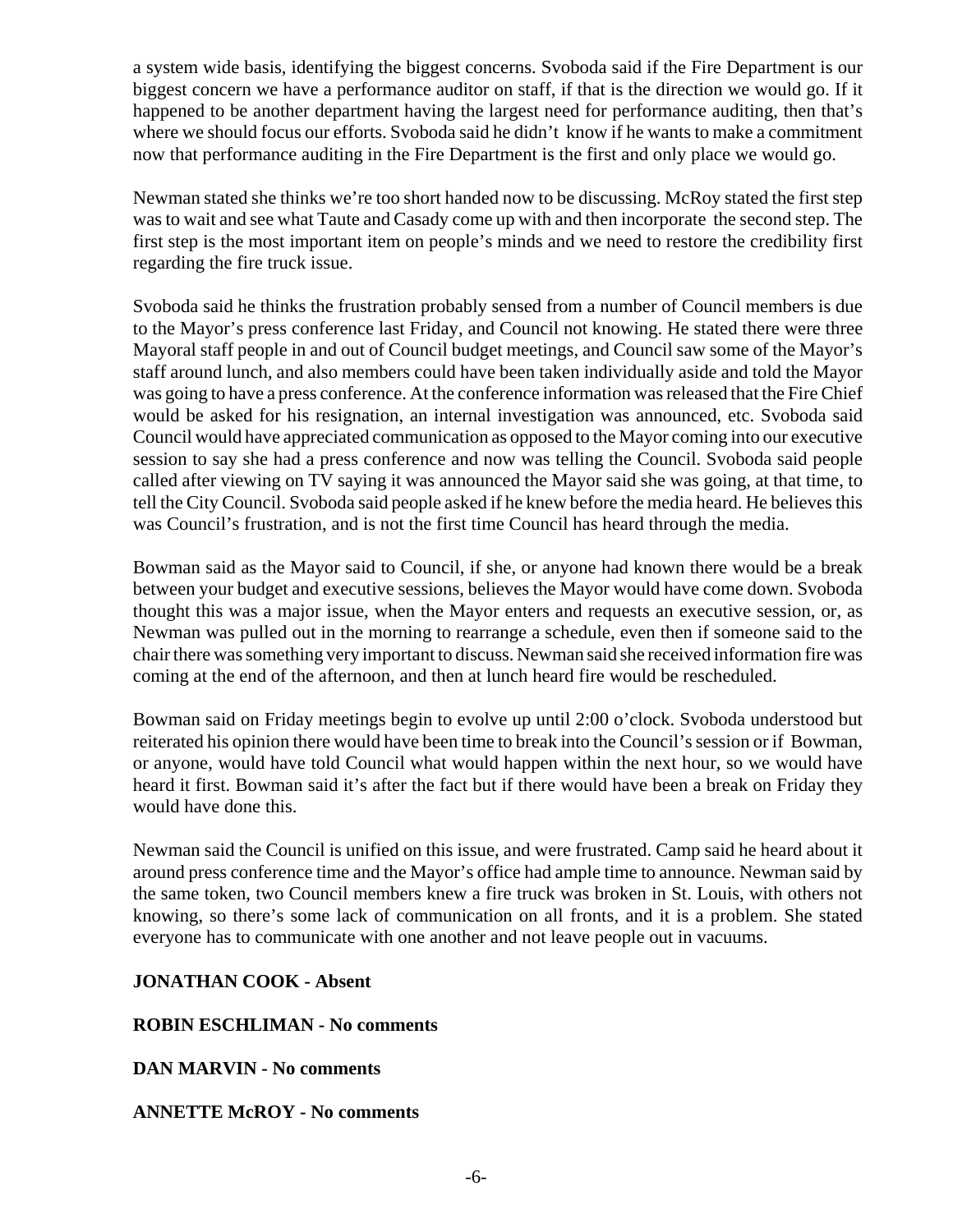a system wide basis, identifying the biggest concerns. Svoboda said if the Fire Department is our biggest concern we have a performance auditor on staff, if that is the direction we would go. If it happened to be another department having the largest need for performance auditing, then that's where we should focus our efforts. Svoboda said he didn't know if he wants to make a commitment now that performance auditing in the Fire Department is the first and only place we would go.

Newman stated she thinks we're too short handed now to be discussing. McRoy stated the first step was to wait and see what Taute and Casady come up with and then incorporate the second step. The first step is the most important item on people's minds and we need to restore the credibility first regarding the fire truck issue.

Svoboda said he thinks the frustration probably sensed from a number of Council members is due to the Mayor's press conference last Friday, and Council not knowing. He stated there were three Mayoral staff people in and out of Council budget meetings, and Council saw some of the Mayor's staff around lunch, and also members could have been taken individually aside and told the Mayor was going to have a press conference. At the conference information was released that the Fire Chief would be asked for his resignation, an internal investigation was announced, etc. Svoboda said Council would have appreciated communication as opposed to the Mayor coming into our executive session to say she had a press conference and now was telling the Council. Svoboda said people called after viewing on TV saying it was announced the Mayor said she was going, at that time, to tell the City Council. Svoboda said people asked if he knew before the media heard. He believes this was Council's frustration, and is not the first time Council has heard through the media.

Bowman said as the Mayor said to Council, if she, or anyone had known there would be a break between your budget and executive sessions, believes the Mayor would have come down. Svoboda thought this was a major issue, when the Mayor enters and requests an executive session, or, as Newman was pulled out in the morning to rearrange a schedule, even then if someone said to the chair there was something very important to discuss. Newman said she received information fire was coming at the end of the afternoon, and then at lunch heard fire would be rescheduled.

Bowman said on Friday meetings begin to evolve up until 2:00 o'clock. Svoboda understood but reiterated his opinion there would have been time to break into the Council's session or if Bowman, or anyone, would have told Council what would happen within the next hour, so we would have heard it first. Bowman said it's after the fact but if there would have been a break on Friday they would have done this.

Newman said the Council is unified on this issue, and were frustrated. Camp said he heard about it around press conference time and the Mayor's office had ample time to announce. Newman said by the same token, two Council members knew a fire truck was broken in St. Louis, with others not knowing, so there's some lack of communication on all fronts, and it is a problem. She stated everyone has to communicate with one another and not leave people out in vacuums.

**JONATHAN COOK - Absent**

**ROBIN ESCHLIMAN - No comments**

**DAN MARVIN - No comments**

**ANNETTE McROY - No comments**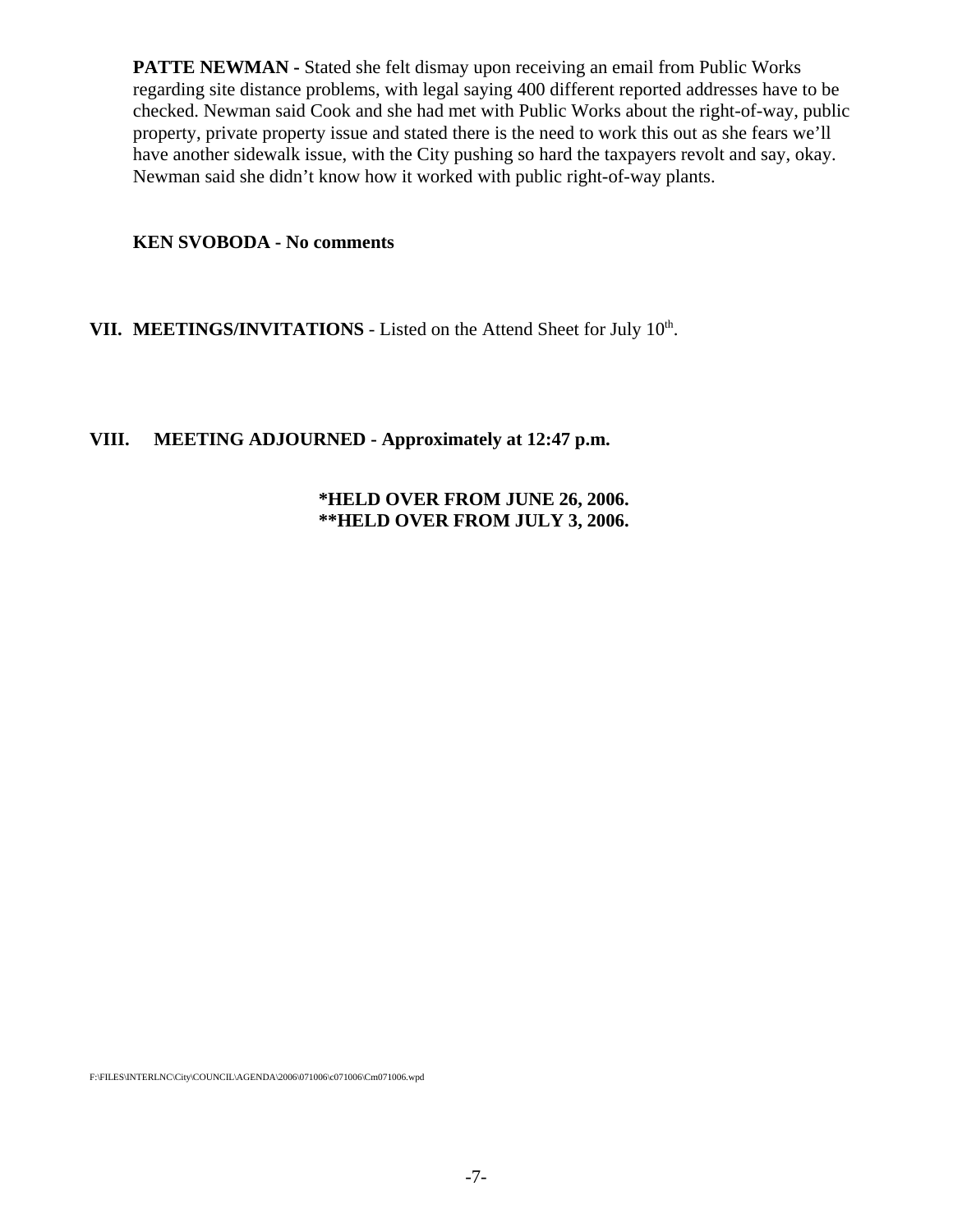**PATTE NEWMAN -** Stated she felt dismay upon receiving an email from Public Works regarding site distance problems, with legal saying 400 different reported addresses have to be checked. Newman said Cook and she had met with Public Works about the right-of-way, public property, private property issue and stated there is the need to work this out as she fears we'll have another sidewalk issue, with the City pushing so hard the taxpayers revolt and say, okay. Newman said she didn't know how it worked with public right-of-way plants.

**KEN SVOBODA - No comments**

**VII. MEETINGS/INVITATIONS** - Listed on the Attend Sheet for July 10th.

**VIII. MEETING ADJOURNED - Approximately at 12:47 p.m.**

**\*HELD OVER FROM JUNE 26, 2006.**
**\*\*HELD OVER FROM JULY 3, 2006.**

F:\FILES\INTERLNC\City\COUNCIL\AGENDA\2006\071006\c071006\Cm071006.wpd